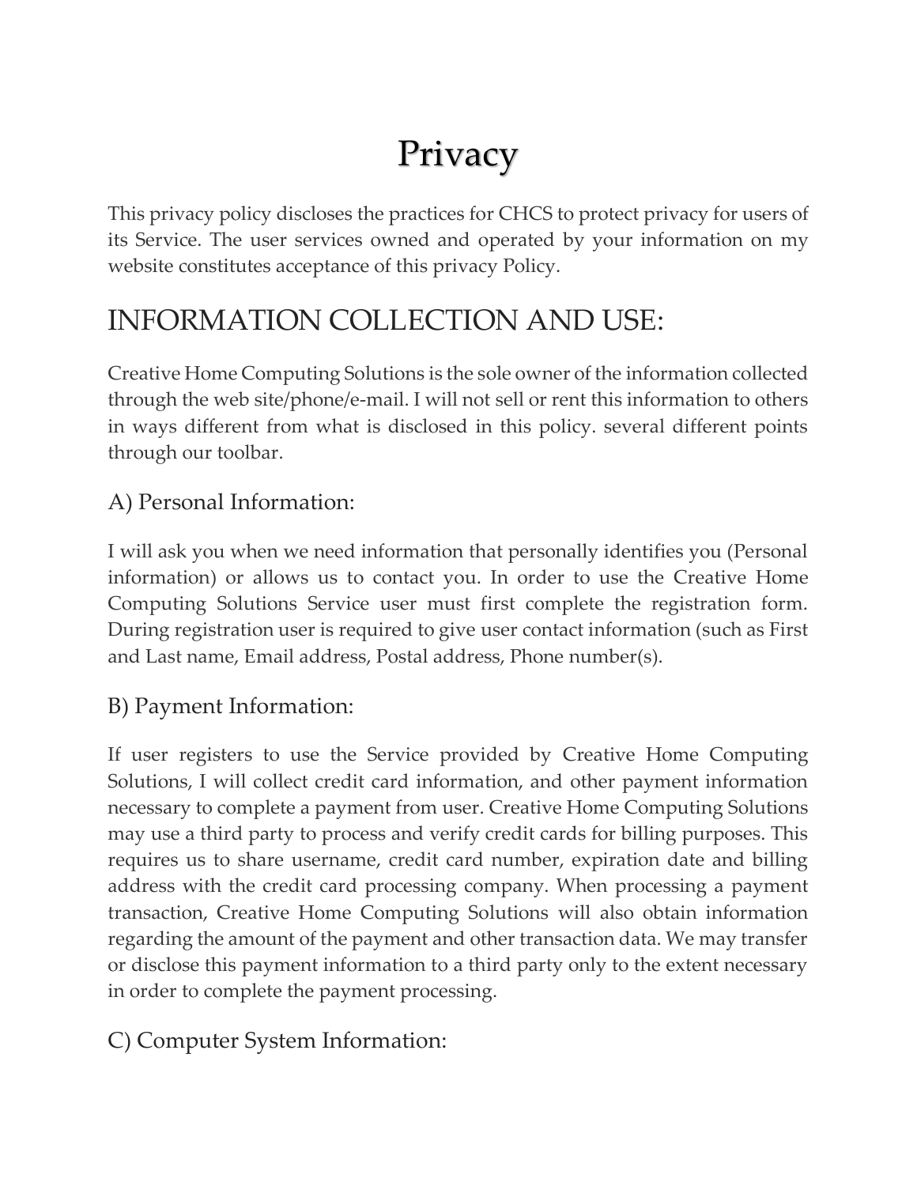# Privacy

This privacy policy discloses the practices for CHCS to protect privacy for users of its Service. The user services owned and operated by your information on my website constitutes acceptance of this privacy Policy.

## INFORMATION COLLECTION AND USE:

Creative Home Computing Solutions is the sole owner of the information collected through the web site/phone/e-mail. I will not sell or rent this information to others in ways different from what is disclosed in this policy. several different points through our toolbar.

### A) Personal Information:

I will ask you when we need information that personally identifies you (Personal information) or allows us to contact you. In order to use the Creative Home Computing Solutions Service user must first complete the registration form. During registration user is required to give user contact information (such as First and Last name, Email address, Postal address, Phone number(s).

### B) Payment Information:

If user registers to use the Service provided by Creative Home Computing Solutions, I will collect credit card information, and other payment information necessary to complete a payment from user. Creative Home Computing Solutions may use a third party to process and verify credit cards for billing purposes. This requires us to share username, credit card number, expiration date and billing address with the credit card processing company. When processing a payment transaction, Creative Home Computing Solutions will also obtain information regarding the amount of the payment and other transaction data. We may transfer or disclose this payment information to a third party only to the extent necessary in order to complete the payment processing.

### C) Computer System Information: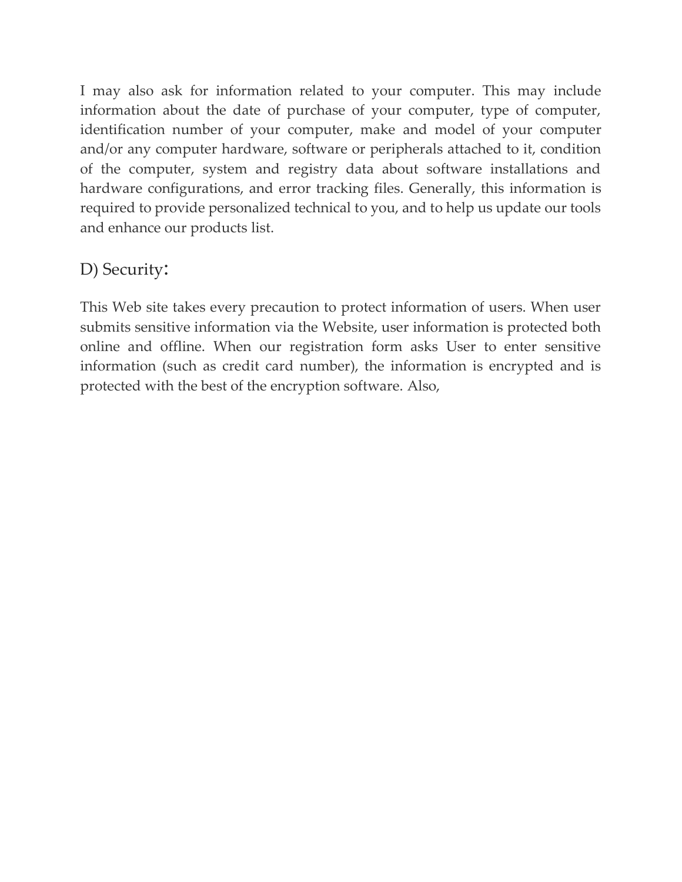I may also ask for information related to your computer. This may include information about the date of purchase of your computer, type of computer, identification number of your computer, make and model of your computer and/or any computer hardware, software or peripherals attached to it, condition of the computer, system and registry data about software installations and hardware configurations, and error tracking files. Generally, this information is required to provide personalized technical to you, and to help us update our tools and enhance our products list.

## D) Security:

This Web site takes every precaution to protect information of users. When user submits sensitive information via the Website, user information is protected both online and offline. When our registration form asks User to enter sensitive information (such as credit card number), the information is encrypted and is protected with the best of the encryption software. Also,